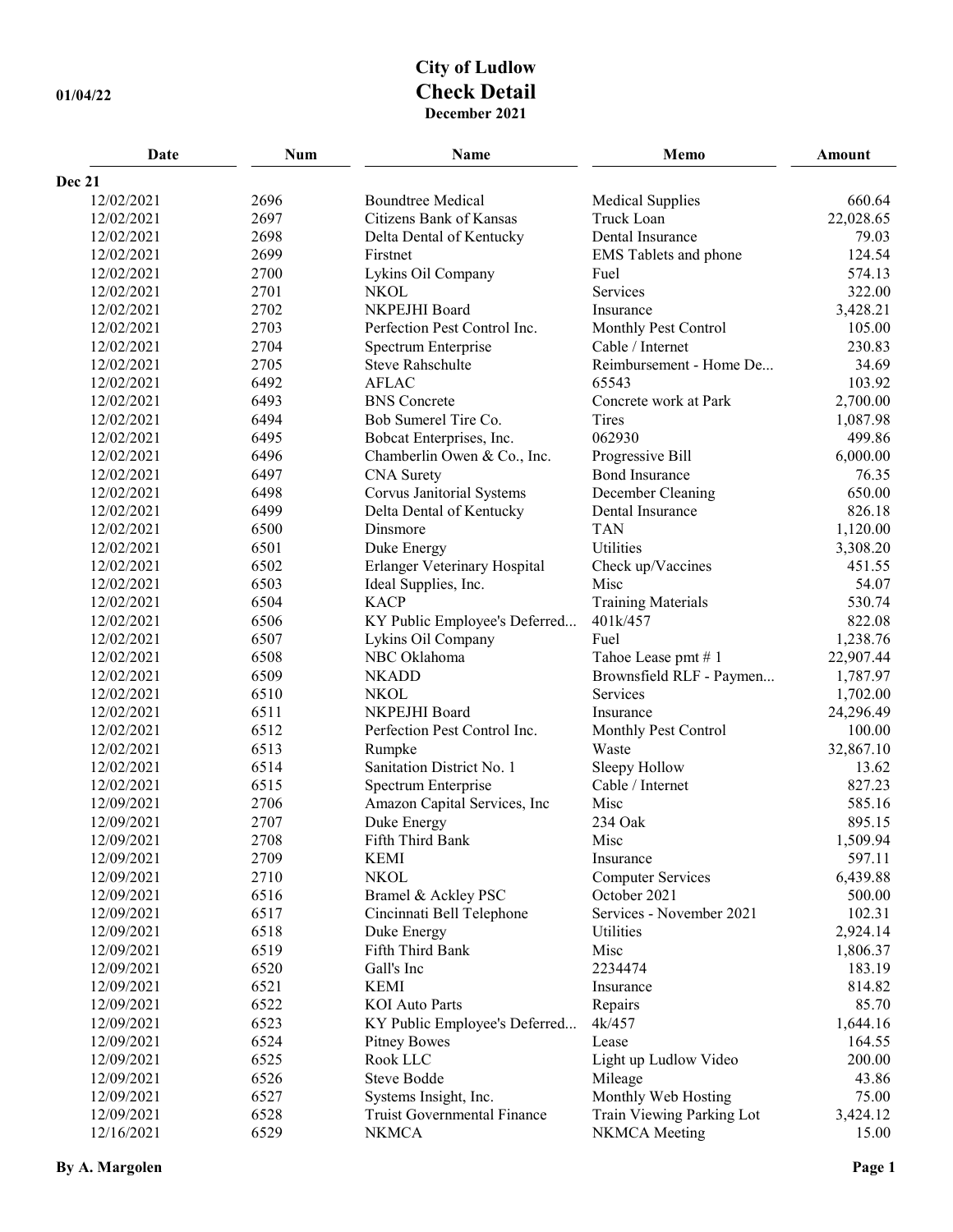# City of Ludlow

01/04/22

## Check Detail

**December 2021**

| Date | Num | Name | Memo | Amount |
|---|---|---|---|---|
| **Dec 21** | | | | |
| 12/02/2021 | 2696 | Boundtree Medical | Medical Supplies | 660.64 |
| 12/02/2021 | 2697 | Citizens Bank of Kansas | Truck Loan | 22,028.65 |
| 12/02/2021 | 2698 | Delta Dental of Kentucky | Dental Insurance | 79.03 |
| 12/02/2021 | 2699 | Firstnet | EMS Tablets and phone | 124.54 |
| 12/02/2021 | 2700 | Lykins Oil Company | Fuel | 574.13 |
| 12/02/2021 | 2701 | NKOL | Services | 322.00 |
| 12/02/2021 | 2702 | NKPEJHI Board | Insurance | 3,428.21 |
| 12/02/2021 | 2703 | Perfection Pest Control Inc. | Monthly Pest Control | 105.00 |
| 12/02/2021 | 2704 | Spectrum Enterprise | Cable / Internet | 230.83 |
| 12/02/2021 | 2705 | Steve Rahschulte | Reimbursement - Home De... | 34.69 |
| 12/02/2021 | 6492 | AFLAC | 65543 | 103.92 |
| 12/02/2021 | 6493 | BNS Concrete | Concrete work at Park | 2,700.00 |
| 12/02/2021 | 6494 | Bob Sumerel Tire Co. | Tires | 1,087.98 |
| 12/02/2021 | 6495 | Bobcat Enterprises, Inc. | 062930 | 499.86 |
| 12/02/2021 | 6496 | Chamberlin Owen & Co., Inc. | Progressive Bill | 6,000.00 |
| 12/02/2021 | 6497 | CNA Surety | Bond Insurance | 76.35 |
| 12/02/2021 | 6498 | Corvus Janitorial Systems | December Cleaning | 650.00 |
| 12/02/2021 | 6499 | Delta Dental of Kentucky | Dental Insurance | 826.18 |
| 12/02/2021 | 6500 | Dinsmore | TAN | 1,120.00 |
| 12/02/2021 | 6501 | Duke Energy | Utilities | 3,308.20 |
| 12/02/2021 | 6502 | Erlanger Veterinary Hospital | Check up/Vaccines | 451.55 |
| 12/02/2021 | 6503 | Ideal Supplies, Inc. | Misc | 54.07 |
| 12/02/2021 | 6504 | KACP | Training Materials | 530.74 |
| 12/02/2021 | 6506 | KY Public Employee's Deferred... | 401k/457 | 822.08 |
| 12/02/2021 | 6507 | Lykins Oil Company | Fuel | 1,238.76 |
| 12/02/2021 | 6508 | NBC Oklahoma | Tahoe Lease pmt # 1 | 22,907.44 |
| 12/02/2021 | 6509 | NKADD | Brownsfield RLF - Paymen... | 1,787.97 |
| 12/02/2021 | 6510 | NKOL | Services | 1,702.00 |
| 12/02/2021 | 6511 | NKPEJHI Board | Insurance | 24,296.49 |
| 12/02/2021 | 6512 | Perfection Pest Control Inc. | Monthly Pest Control | 100.00 |
| 12/02/2021 | 6513 | Rumpke | Waste | 32,867.10 |
| 12/02/2021 | 6514 | Sanitation District No. 1 | Sleepy Hollow | 13.62 |
| 12/02/2021 | 6515 | Spectrum Enterprise | Cable / Internet | 827.23 |
| 12/09/2021 | 2706 | Amazon Capital Services, Inc | Misc | 585.16 |
| 12/09/2021 | 2707 | Duke Energy | 234 Oak | 895.15 |
| 12/09/2021 | 2708 | Fifth Third Bank | Misc | 1,509.94 |
| 12/09/2021 | 2709 | KEMI | Insurance | 597.11 |
| 12/09/2021 | 2710 | NKOL | Computer Services | 6,439.88 |
| 12/09/2021 | 6516 | Bramel & Ackley PSC | October 2021 | 500.00 |
| 12/09/2021 | 6517 | Cincinnati Bell Telephone | Services - November 2021 | 102.31 |
| 12/09/2021 | 6518 | Duke Energy | Utilities | 2,924.14 |
| 12/09/2021 | 6519 | Fifth Third Bank | Misc | 1,806.37 |
| 12/09/2021 | 6520 | Gall's Inc | 2234474 | 183.19 |
| 12/09/2021 | 6521 | KEMI | Insurance | 814.82 |
| 12/09/2021 | 6522 | KOI Auto Parts | Repairs | 85.70 |
| 12/09/2021 | 6523 | KY Public Employee's Deferred... | 4k/457 | 1,644.16 |
| 12/09/2021 | 6524 | Pitney Bowes | Lease | 164.55 |
| 12/09/2021 | 6525 | Rook LLC | Light up Ludlow Video | 200.00 |
| 12/09/2021 | 6526 | Steve Bodde | Mileage | 43.86 |
| 12/09/2021 | 6527 | Systems Insight, Inc. | Monthly Web Hosting | 75.00 |
| 12/09/2021 | 6528 | Truist Governmental Finance | Train Viewing Parking Lot | 3,424.12 |
| 12/16/2021 | 6529 | NKMCA | NKMCA Meeting | 15.00 |

By A. Margolen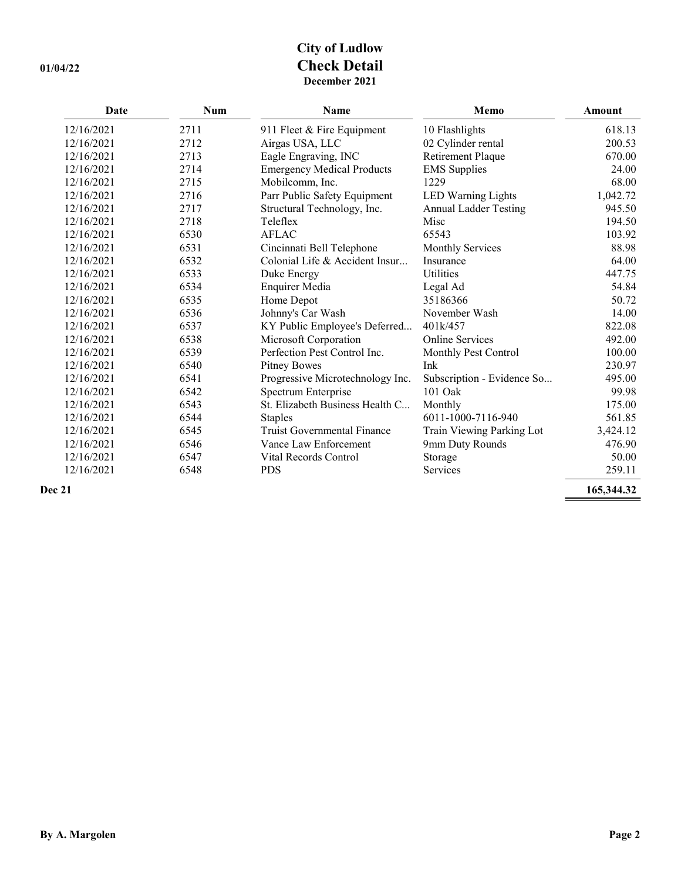# City of Ludlow
## Check Detail
### December 2021

| Date | Num | Name | Memo | Amount |
|---|---|---|---|---|
| 12/16/2021 | 2711 | 911 Fleet & Fire Equipment | 10 Flashlights | 618.13 |
| 12/16/2021 | 2712 | Airgas USA, LLC | 02 Cylinder rental | 200.53 |
| 12/16/2021 | 2713 | Eagle Engraving, INC | Retirement Plaque | 670.00 |
| 12/16/2021 | 2714 | Emergency Medical Products | EMS Supplies | 24.00 |
| 12/16/2021 | 2715 | Mobilcomm, Inc. | 1229 | 68.00 |
| 12/16/2021 | 2716 | Parr Public Safety Equipment | LED Warning Lights | 1,042.72 |
| 12/16/2021 | 2717 | Structural Technology, Inc. | Annual Ladder Testing | 945.50 |
| 12/16/2021 | 2718 | Teleflex | Misc | 194.50 |
| 12/16/2021 | 6530 | AFLAC | 65543 | 103.92 |
| 12/16/2021 | 6531 | Cincinnati Bell Telephone | Monthly Services | 88.98 |
| 12/16/2021 | 6532 | Colonial Life & Accident Insur... | Insurance | 64.00 |
| 12/16/2021 | 6533 | Duke Energy | Utilities | 447.75 |
| 12/16/2021 | 6534 | Enquirer Media | Legal Ad | 54.84 |
| 12/16/2021 | 6535 | Home Depot | 35186366 | 50.72 |
| 12/16/2021 | 6536 | Johnny's Car Wash | November Wash | 14.00 |
| 12/16/2021 | 6537 | KY Public Employee's Deferred... | 401k/457 | 822.08 |
| 12/16/2021 | 6538 | Microsoft Corporation | Online Services | 492.00 |
| 12/16/2021 | 6539 | Perfection Pest Control Inc. | Monthly Pest Control | 100.00 |
| 12/16/2021 | 6540 | Pitney Bowes | Ink | 230.97 |
| 12/16/2021 | 6541 | Progressive Microtechnology Inc. | Subscription - Evidence So... | 495.00 |
| 12/16/2021 | 6542 | Spectrum Enterprise | 101 Oak | 99.98 |
| 12/16/2021 | 6543 | St. Elizabeth Business Health C... | Monthly | 175.00 |
| 12/16/2021 | 6544 | Staples | 6011-1000-7116-940 | 561.85 |
| 12/16/2021 | 6545 | Truist Governmental Finance | Train Viewing Parking Lot | 3,424.12 |
| 12/16/2021 | 6546 | Vance Law Enforcement | 9mm Duty Rounds | 476.90 |
| 12/16/2021 | 6547 | Vital Records Control | Storage | 50.00 |
| 12/16/2021 | 6548 | PDS | Services | 259.11 |
| **Dec 21** | | | | **165,344.32** |